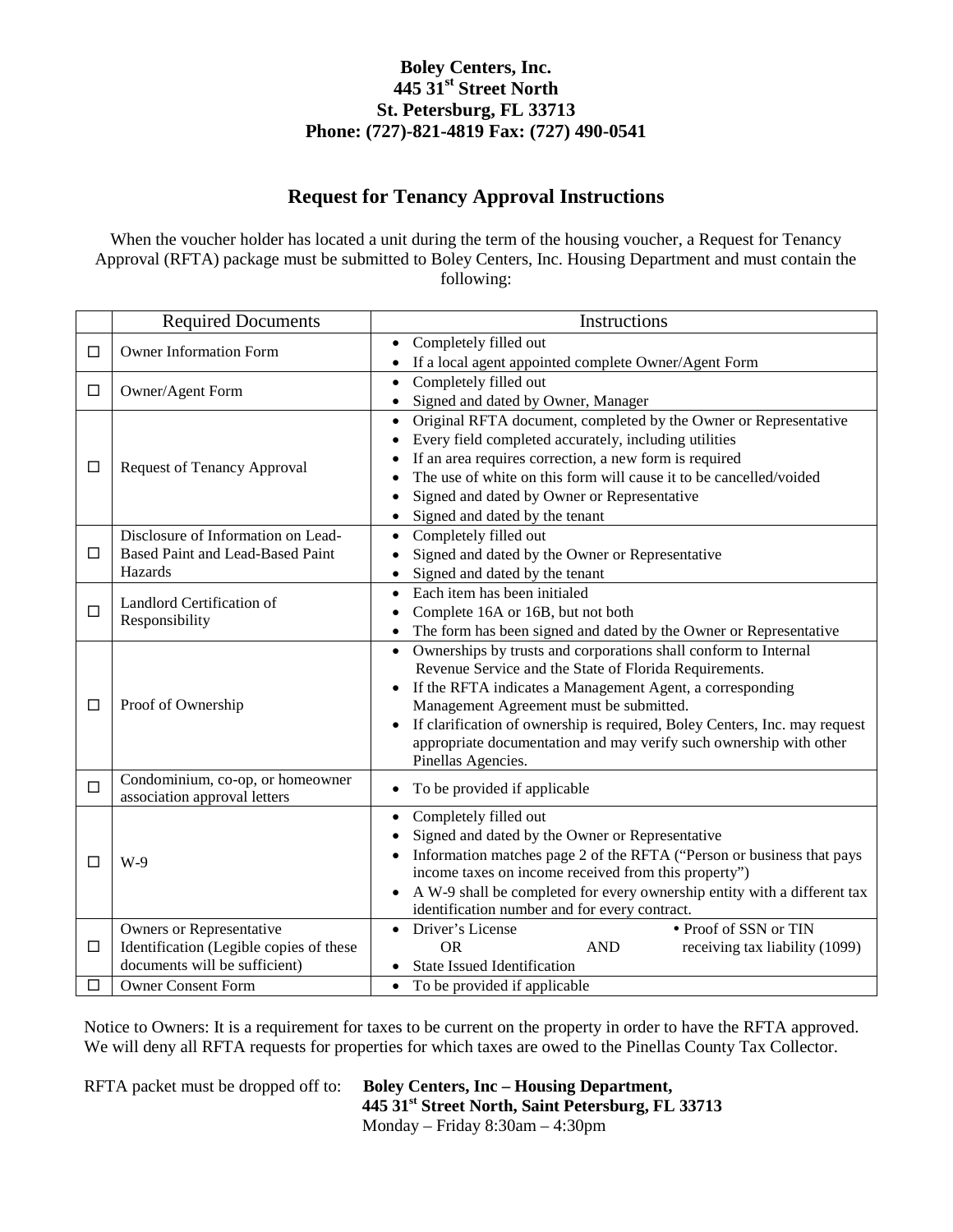**Boley Centers, Inc.**
**445 31st Street North**
**St. Petersburg, FL 33713**
**Phone: (727)-821-4819 Fax: (727) 490-0541**

## Request for Tenancy Approval Instructions

When the voucher holder has located a unit during the term of the housing voucher, a Request for Tenancy Approval (RFTA) package must be submitted to Boley Centers, Inc. Housing Department and must contain the following:

| | Required Documents | Instructions |
|---|---|---|
| ☐ | Owner Information Form | • Completely filled out<br>• If a local agent appointed complete Owner/Agent Form |
| ☐ | Owner/Agent Form | • Completely filled out<br>• Signed and dated by Owner, Manager |
| ☐ | Request of Tenancy Approval | • Original RFTA document, completed by the Owner or Representative<br>• Every field completed accurately, including utilities<br>• If an area requires correction, a new form is required<br>• The use of white on this form will cause it to be cancelled/voided<br>• Signed and dated by Owner or Representative<br>• Signed and dated by the tenant |
| ☐ | Disclosure of Information on Lead-Based Paint and Lead-Based Paint Hazards | • Completely filled out<br>• Signed and dated by the Owner or Representative<br>• Signed and dated by the tenant |
| ☐ | Landlord Certification of Responsibility | • Each item has been initialed<br>• Complete 16A or 16B, but not both<br>• The form has been signed and dated by the Owner or Representative |
| ☐ | Proof of Ownership | • Ownerships by trusts and corporations shall conform to Internal Revenue Service and the State of Florida Requirements.<br>• If the RFTA indicates a Management Agent, a corresponding Management Agreement must be submitted.<br>• If clarification of ownership is required, Boley Centers, Inc. may request appropriate documentation and may verify such ownership with other Pinellas Agencies. |
| ☐ | Condominium, co-op, or homeowner association approval letters | • To be provided if applicable |
| ☐ | W-9 | • Completely filled out<br>• Signed and dated by the Owner or Representative<br>• Information matches page 2 of the RFTA ("Person or business that pays income taxes on income received from this property")<br>• A W-9 shall be completed for every ownership entity with a different tax identification number and for every contract. |
| ☐ | Owners or Representative Identification (Legible copies of these documents will be sufficient) | • Driver's License OR • State Issued Identification AND • Proof of SSN or TIN receiving tax liability (1099) |
| ☐ | Owner Consent Form | • To be provided if applicable |

Notice to Owners: It is a requirement for taxes to be current on the property in order to have the RFTA approved. We will deny all RFTA requests for properties for which taxes are owed to the Pinellas County Tax Collector.

RFTA packet must be dropped off to: **Boley Centers, Inc – Housing Department,**
**445 31st Street North, Saint Petersburg, FL 33713**
Monday – Friday 8:30am – 4:30pm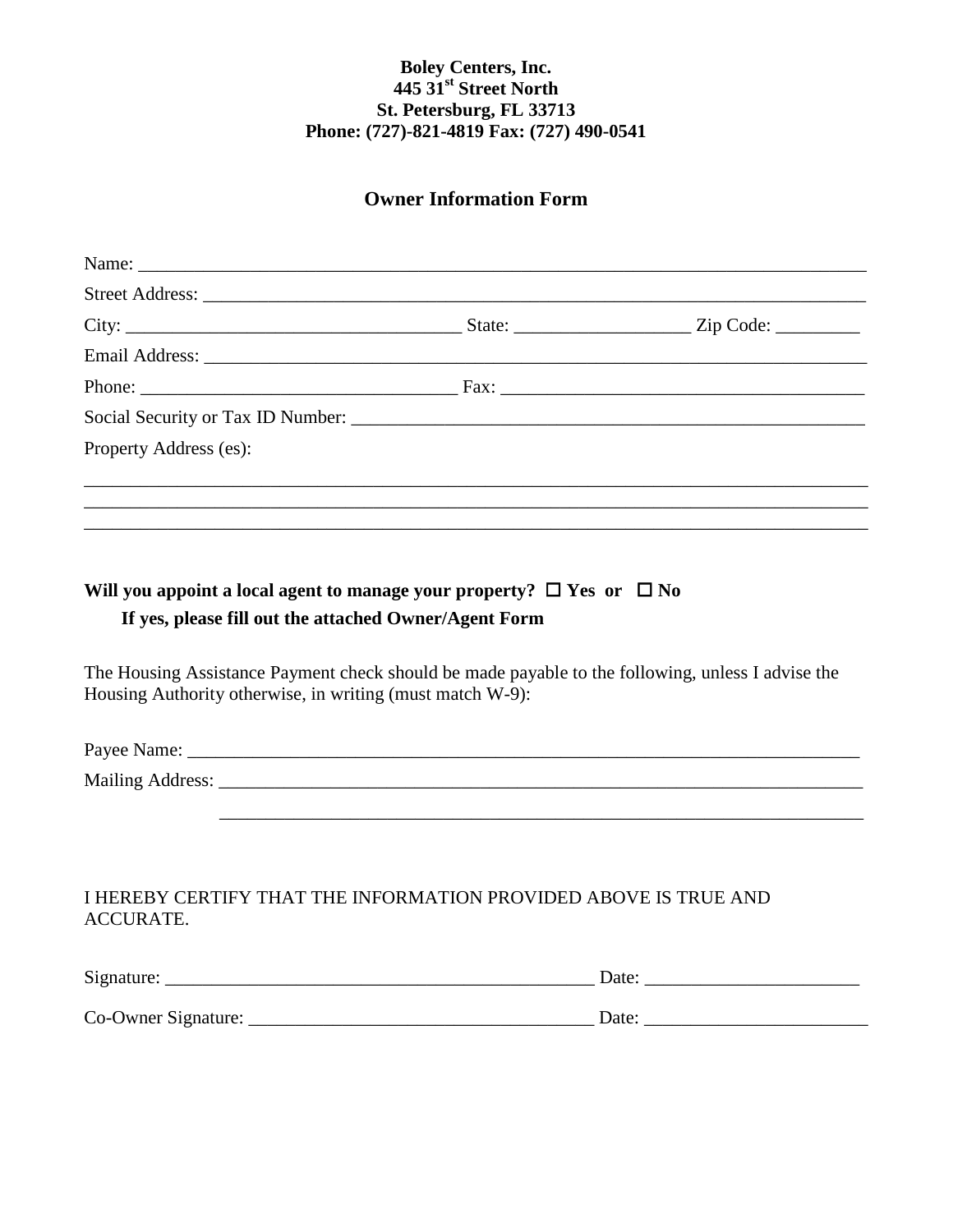**Boley Centers, Inc.**
**445 31st Street North**
**St. Petersburg, FL 33713**
**Phone: (727)-821-4819 Fax: (727) 490-0541**

## Owner Information Form

Name: ______________________________________________________________________________

Street Address: _______________________________________________________________________

City: ____________________________________ State: ___________________ Zip Code: _________

Email Address: _______________________________________________________________________

Phone: __________________________________ Fax: _______________________________________

Social Security or Tax ID Number: _______________________________________________________

Property Address (es):

_____________________________________________________________________________________

_____________________________________________________________________________________

_____________________________________________________________________________________

**Will you appoint a local agent to manage your property?** ☐ **Yes or** ☐ **No**

**If yes, please fill out the attached Owner/Agent Form**

The Housing Assistance Payment check should be made payable to the following, unless I advise the Housing Authority otherwise, in writing (must match W-9):

Payee Name: __________________________________________________________________________

Mailing Address: ______________________________________________________________________

_______________________________________________________________________

I HEREBY CERTIFY THAT THE INFORMATION PROVIDED ABOVE IS TRUE AND ACCURATE.

Signature: _______________________________________________ Date: _______________________

Co-Owner Signature: ______________________________________ Date: ________________________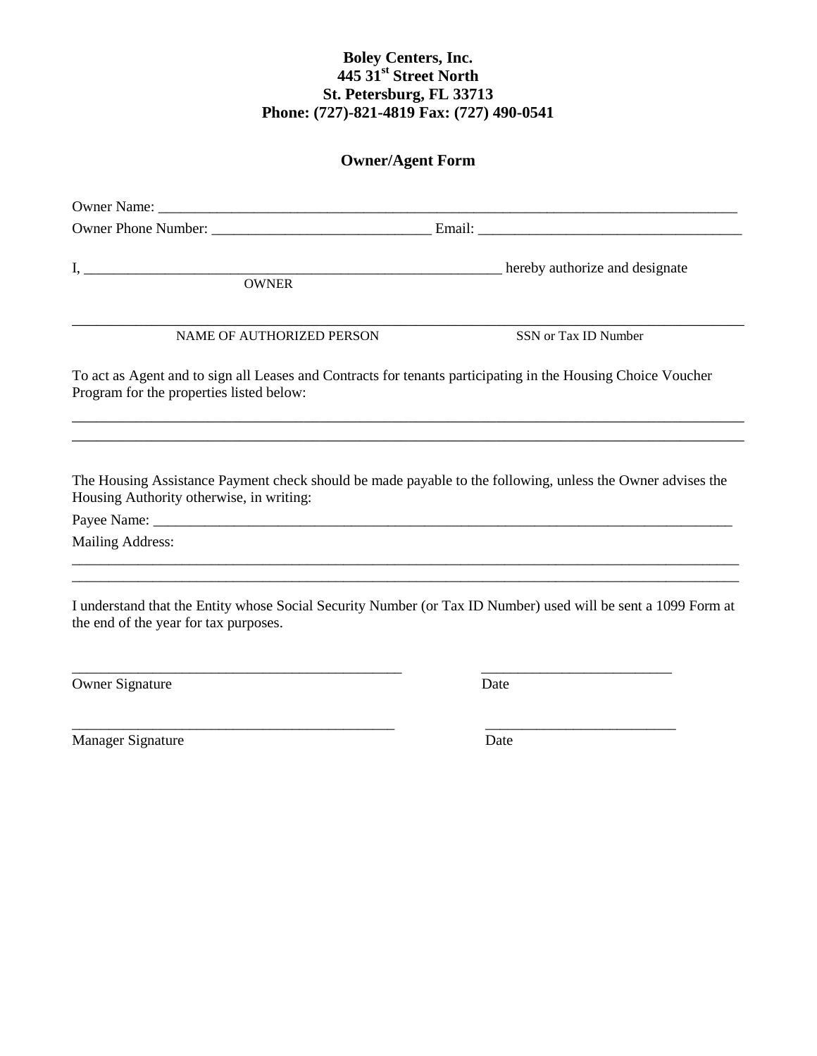**Boley Centers, Inc.**
**445 31st Street North**
**St. Petersburg, FL 33713**
**Phone: (727)-821-4819 Fax: (727) 490-0541**

## Owner/Agent Form

Owner Name: ___________________________________________________________________________

Owner Phone Number: ____________________________ Email: __________________________________

I, ______________________________________________________ hereby authorize and designate
OWNER

_____________________________________________________________________________________
NAME OF AUTHORIZED PERSON                                        SSN or Tax ID Number

To act as Agent and to sign all Leases and Contracts for tenants participating in the Housing Choice Voucher Program for the properties listed below:

_____________________________________________________________________________________
_____________________________________________________________________________________

The Housing Assistance Payment check should be made payable to the following, unless the Owner advises the Housing Authority otherwise, in writing:

Payee Name: ___________________________________________________________________________

Mailing Address:
_____________________________________________________________________________________
_____________________________________________________________________________________

I understand that the Entity whose Social Security Number (or Tax ID Number) used will be sent a 1099 Form at the end of the year for tax purposes.

___________________________________________                ________________________
Owner Signature                                                                   Date

___________________________________________                ________________________
Manager Signature                                                                 Date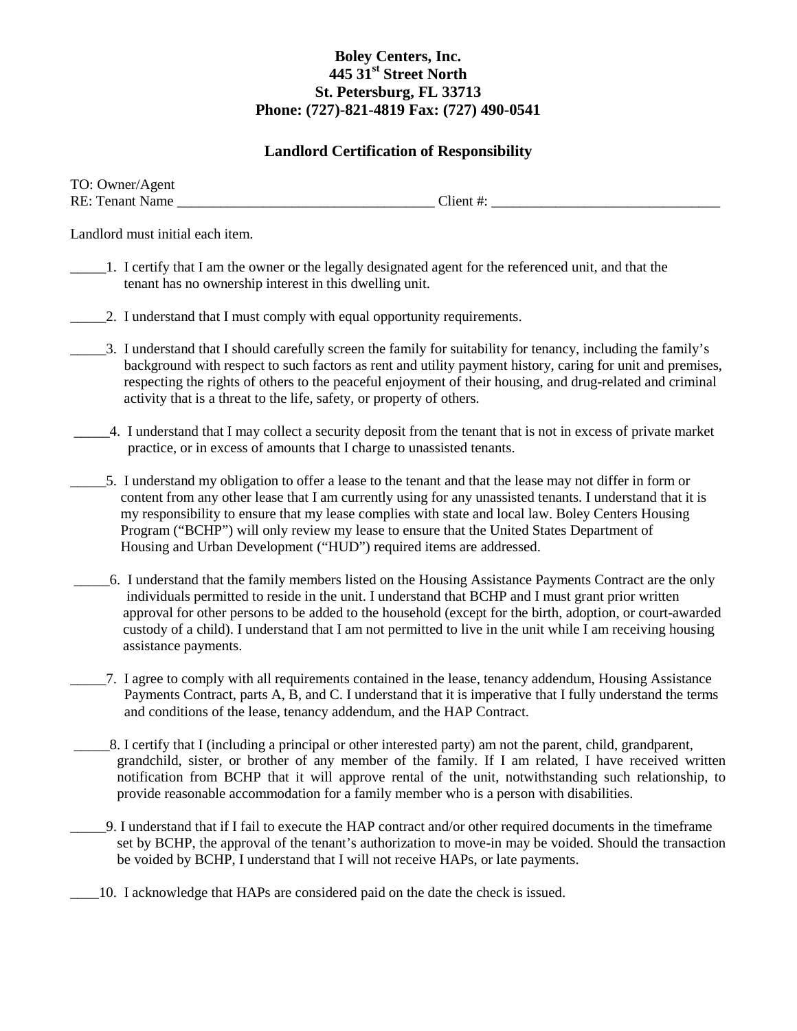**Boley Centers, Inc.**
**445 31st Street North**
**St. Petersburg, FL 33713**
**Phone: (727)-821-4819 Fax: (727) 490-0541**

## Landlord Certification of Responsibility

TO: Owner/Agent
RE: Tenant Name ___________________________________ Client #: ________________________________

Landlord must initial each item.

_____1. I certify that I am the owner or the legally designated agent for the referenced unit, and that the tenant has no ownership interest in this dwelling unit.

_____2. I understand that I must comply with equal opportunity requirements.

_____3. I understand that I should carefully screen the family for suitability for tenancy, including the family's background with respect to such factors as rent and utility payment history, caring for unit and premises, respecting the rights of others to the peaceful enjoyment of their housing, and drug-related and criminal activity that is a threat to the life, safety, or property of others.

_____4. I understand that I may collect a security deposit from the tenant that is not in excess of private market practice, or in excess of amounts that I charge to unassisted tenants.

_____5. I understand my obligation to offer a lease to the tenant and that the lease may not differ in form or content from any other lease that I am currently using for any unassisted tenants. I understand that it is my responsibility to ensure that my lease complies with state and local law. Boley Centers Housing Program ("BCHP") will only review my lease to ensure that the United States Department of Housing and Urban Development ("HUD") required items are addressed.

_____6. I understand that the family members listed on the Housing Assistance Payments Contract are the only individuals permitted to reside in the unit. I understand that BCHP and I must grant prior written approval for other persons to be added to the household (except for the birth, adoption, or court-awarded custody of a child). I understand that I am not permitted to live in the unit while I am receiving housing assistance payments.

_____7. I agree to comply with all requirements contained in the lease, tenancy addendum, Housing Assistance Payments Contract, parts A, B, and C. I understand that it is imperative that I fully understand the terms and conditions of the lease, tenancy addendum, and the HAP Contract.

_____8. I certify that I (including a principal or other interested party) am not the parent, child, grandparent, grandchild, sister, or brother of any member of the family. If I am related, I have received written notification from BCHP that it will approve rental of the unit, notwithstanding such relationship, to provide reasonable accommodation for a family member who is a person with disabilities.

_____9. I understand that if I fail to execute the HAP contract and/or other required documents in the timeframe set by BCHP, the approval of the tenant's authorization to move-in may be voided. Should the transaction be voided by BCHP, I understand that I will not receive HAPs, or late payments.

____10. I acknowledge that HAPs are considered paid on the date the check is issued.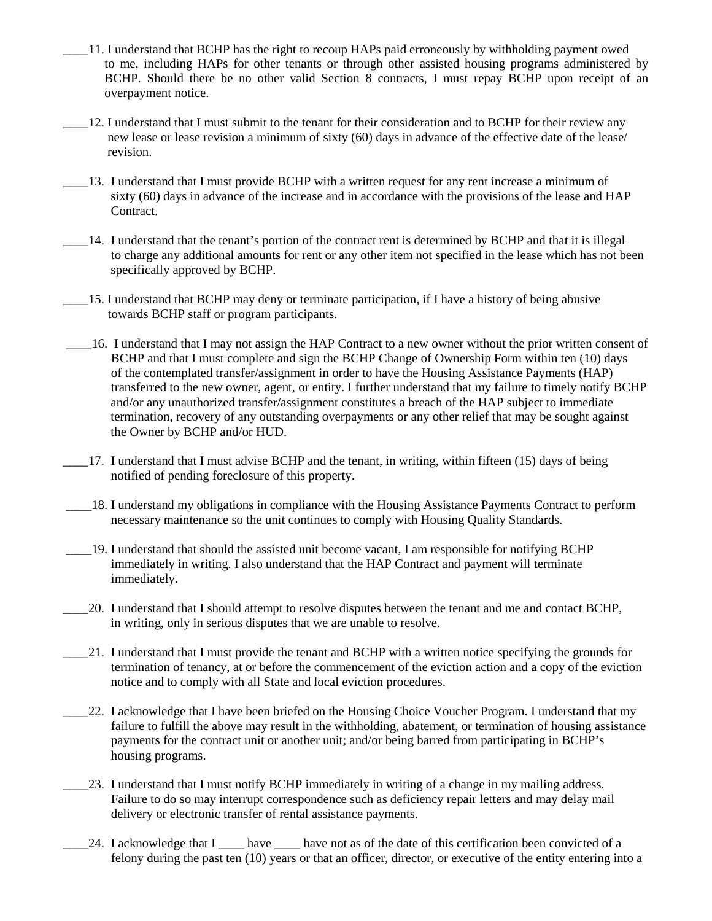____11. I understand that BCHP has the right to recoup HAPs paid erroneously by withholding payment owed to me, including HAPs for other tenants or through other assisted housing programs administered by BCHP. Should there be no other valid Section 8 contracts, I must repay BCHP upon receipt of an overpayment notice.

____12. I understand that I must submit to the tenant for their consideration and to BCHP for their review any new lease or lease revision a minimum of sixty (60) days in advance of the effective date of the lease/revision.

____13. I understand that I must provide BCHP with a written request for any rent increase a minimum of sixty (60) days in advance of the increase and in accordance with the provisions of the lease and HAP Contract.

____14. I understand that the tenant's portion of the contract rent is determined by BCHP and that it is illegal to charge any additional amounts for rent or any other item not specified in the lease which has not been specifically approved by BCHP.

____15. I understand that BCHP may deny or terminate participation, if I have a history of being abusive towards BCHP staff or program participants.

____16. I understand that I may not assign the HAP Contract to a new owner without the prior written consent of BCHP and that I must complete and sign the BCHP Change of Ownership Form within ten (10) days of the contemplated transfer/assignment in order to have the Housing Assistance Payments (HAP) transferred to the new owner, agent, or entity. I further understand that my failure to timely notify BCHP and/or any unauthorized transfer/assignment constitutes a breach of the HAP subject to immediate termination, recovery of any outstanding overpayments or any other relief that may be sought against the Owner by BCHP and/or HUD.

____17. I understand that I must advise BCHP and the tenant, in writing, within fifteen (15) days of being notified of pending foreclosure of this property.

____18. I understand my obligations in compliance with the Housing Assistance Payments Contract to perform necessary maintenance so the unit continues to comply with Housing Quality Standards.

____19. I understand that should the assisted unit become vacant, I am responsible for notifying BCHP immediately in writing. I also understand that the HAP Contract and payment will terminate immediately.

____20. I understand that I should attempt to resolve disputes between the tenant and me and contact BCHP, in writing, only in serious disputes that we are unable to resolve.

____21. I understand that I must provide the tenant and BCHP with a written notice specifying the grounds for termination of tenancy, at or before the commencement of the eviction action and a copy of the eviction notice and to comply with all State and local eviction procedures.

____22. I acknowledge that I have been briefed on the Housing Choice Voucher Program. I understand that my failure to fulfill the above may result in the withholding, abatement, or termination of housing assistance payments for the contract unit or another unit; and/or being barred from participating in BCHP's housing programs.

____23. I understand that I must notify BCHP immediately in writing of a change in my mailing address. Failure to do so may interrupt correspondence such as deficiency repair letters and may delay mail delivery or electronic transfer of rental assistance payments.

____24. I acknowledge that I ____ have ____ have not as of the date of this certification been convicted of a felony during the past ten (10) years or that an officer, director, or executive of the entity entering into a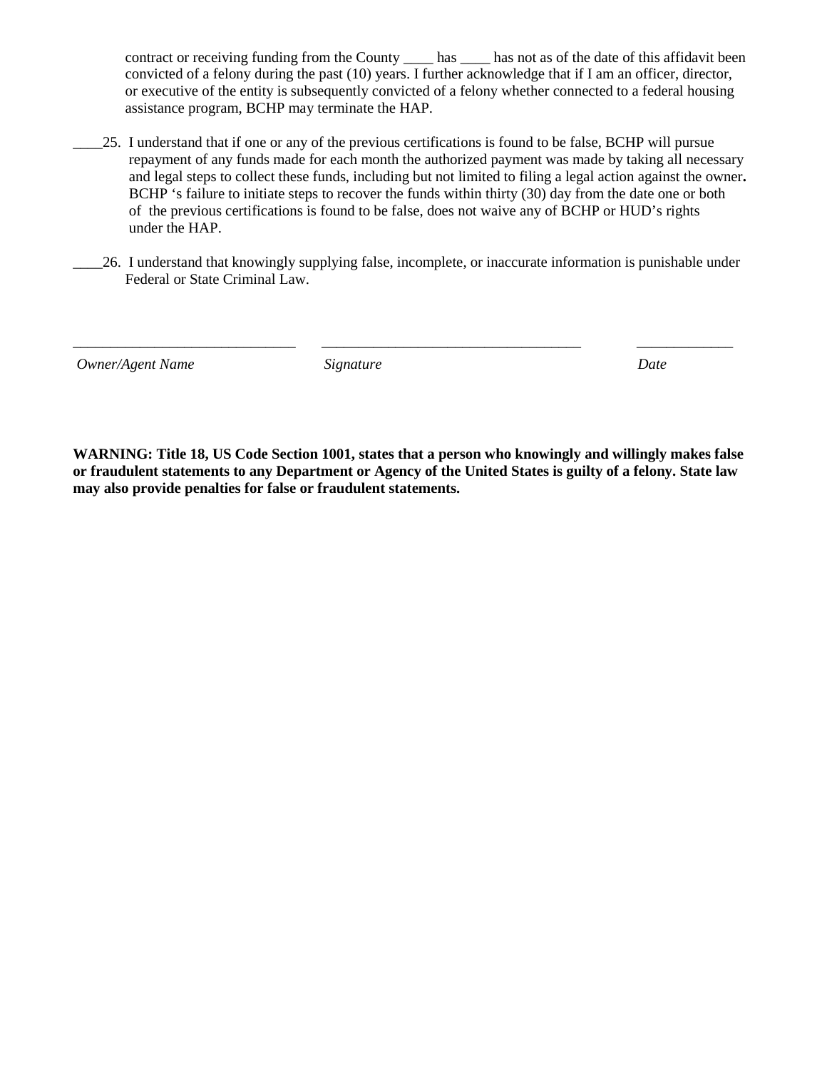contract or receiving funding from the County ____ has ____ has not as of the date of this affidavit been convicted of a felony during the past (10) years. I further acknowledge that if I am an officer, director, or executive of the entity is subsequently convicted of a felony whether connected to a federal housing assistance program, BCHP may terminate the HAP.

____25. I understand that if one or any of the previous certifications is found to be false, BCHP will pursue repayment of any funds made for each month the authorized payment was made by taking all necessary and legal steps to collect these funds, including but not limited to filing a legal action against the owner**.** BCHP 's failure to initiate steps to recover the funds within thirty (30) day from the date one or both of the previous certifications is found to be false, does not waive any of BCHP or HUD's rights under the HAP.

____26. I understand that knowingly supplying false, incomplete, or inaccurate information is punishable under Federal or State Criminal Law.

______________________________ ___________________________________ _____________

*Owner/Agent Name* *Signature* *Date*

**WARNING: Title 18, US Code Section 1001, states that a person who knowingly and willingly makes false or fraudulent statements to any Department or Agency of the United States is guilty of a felony. State law may also provide penalties for false or fraudulent statements.**